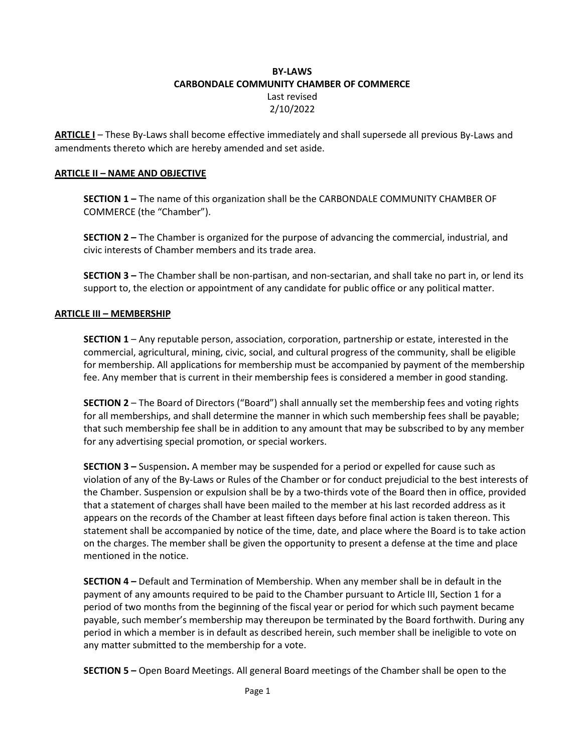**BY-LAWS**
**CARBONDALE COMMUNITY CHAMBER OF COMMERCE**
Last revised
2/10/2022

**ARTICLE I** – These By-Laws shall become effective immediately and shall supersede all previous By-Laws and amendments thereto which are hereby amended and set aside.

## ARTICLE II – NAME AND OBJECTIVE

**SECTION 1 –** The name of this organization shall be the CARBONDALE COMMUNITY CHAMBER OF COMMERCE (the "Chamber").

**SECTION 2 –** The Chamber is organized for the purpose of advancing the commercial, industrial, and civic interests of Chamber members and its trade area.

**SECTION 3 –** The Chamber shall be non-partisan, and non-sectarian, and shall take no part in, or lend its support to, the election or appointment of any candidate for public office or any political matter.

## ARTICLE III – MEMBERSHIP

**SECTION 1** – Any reputable person, association, corporation, partnership or estate, interested in the commercial, agricultural, mining, civic, social, and cultural progress of the community, shall be eligible for membership. All applications for membership must be accompanied by payment of the membership fee. Any member that is current in their membership fees is considered a member in good standing.

**SECTION 2** – The Board of Directors ("Board") shall annually set the membership fees and voting rights for all memberships, and shall determine the manner in which such membership fees shall be payable; that such membership fee shall be in addition to any amount that may be subscribed to by any member for any advertising special promotion, or special workers.

**SECTION 3 –** Suspension**.** A member may be suspended for a period or expelled for cause such as violation of any of the By-Laws or Rules of the Chamber or for conduct prejudicial to the best interests of the Chamber. Suspension or expulsion shall be by a two-thirds vote of the Board then in office, provided that a statement of charges shall have been mailed to the member at his last recorded address as it appears on the records of the Chamber at least fifteen days before final action is taken thereon. This statement shall be accompanied by notice of the time, date, and place where the Board is to take action on the charges. The member shall be given the opportunity to present a defense at the time and place mentioned in the notice.

**SECTION 4 –** Default and Termination of Membership. When any member shall be in default in the payment of any amounts required to be paid to the Chamber pursuant to Article III, Section 1 for a period of two months from the beginning of the fiscal year or period for which such payment became payable, such member's membership may thereupon be terminated by the Board forthwith. During any period in which a member is in default as described herein, such member shall be ineligible to vote on any matter submitted to the membership for a vote.

**SECTION 5 –** Open Board Meetings. All general Board meetings of the Chamber shall be open to the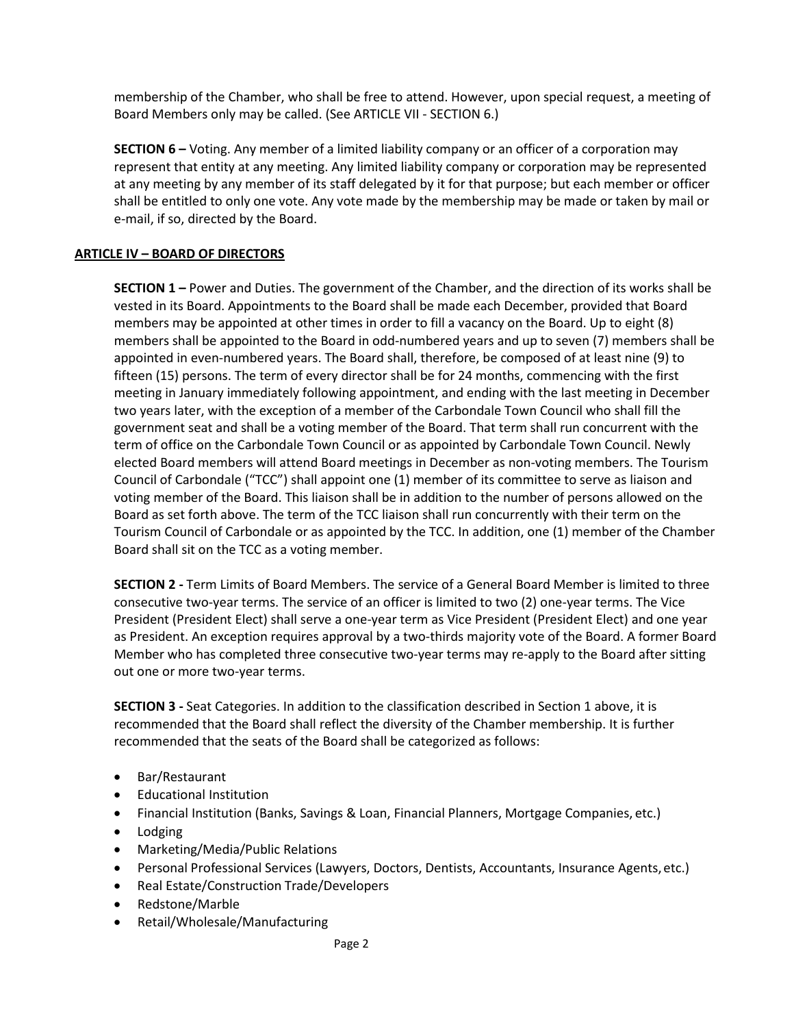membership of the Chamber, who shall be free to attend. However, upon special request, a meeting of Board Members only may be called. (See ARTICLE VII - SECTION 6.)

**SECTION 6 –** Voting. Any member of a limited liability company or an officer of a corporation may represent that entity at any meeting. Any limited liability company or corporation may be represented at any meeting by any member of its staff delegated by it for that purpose; but each member or officer shall be entitled to only one vote. Any vote made by the membership may be made or taken by mail or e-mail, if so, directed by the Board.

## ARTICLE IV – BOARD OF DIRECTORS

**SECTION 1 –** Power and Duties. The government of the Chamber, and the direction of its works shall be vested in its Board. Appointments to the Board shall be made each December, provided that Board members may be appointed at other times in order to fill a vacancy on the Board. Up to eight (8) members shall be appointed to the Board in odd-numbered years and up to seven (7) members shall be appointed in even-numbered years. The Board shall, therefore, be composed of at least nine (9) to fifteen (15) persons. The term of every director shall be for 24 months, commencing with the first meeting in January immediately following appointment, and ending with the last meeting in December two years later, with the exception of a member of the Carbondale Town Council who shall fill the government seat and shall be a voting member of the Board. That term shall run concurrent with the term of office on the Carbondale Town Council or as appointed by Carbondale Town Council. Newly elected Board members will attend Board meetings in December as non-voting members. The Tourism Council of Carbondale ("TCC") shall appoint one (1) member of its committee to serve as liaison and voting member of the Board. This liaison shall be in addition to the number of persons allowed on the Board as set forth above. The term of the TCC liaison shall run concurrently with their term on the Tourism Council of Carbondale or as appointed by the TCC. In addition, one (1) member of the Chamber Board shall sit on the TCC as a voting member.

**SECTION 2 -** Term Limits of Board Members. The service of a General Board Member is limited to three consecutive two-year terms. The service of an officer is limited to two (2) one-year terms. The Vice President (President Elect) shall serve a one-year term as Vice President (President Elect) and one year as President. An exception requires approval by a two-thirds majority vote of the Board. A former Board Member who has completed three consecutive two-year terms may re-apply to the Board after sitting out one or more two-year terms.

**SECTION 3 -** Seat Categories. In addition to the classification described in Section 1 above, it is recommended that the Board shall reflect the diversity of the Chamber membership. It is further recommended that the seats of the Board shall be categorized as follows:

- Bar/Restaurant
- Educational Institution
- Financial Institution (Banks, Savings & Loan, Financial Planners, Mortgage Companies, etc.)
- Lodging
- Marketing/Media/Public Relations
- Personal Professional Services (Lawyers, Doctors, Dentists, Accountants, Insurance Agents, etc.)
- Real Estate/Construction Trade/Developers
- Redstone/Marble
- Retail/Wholesale/Manufacturing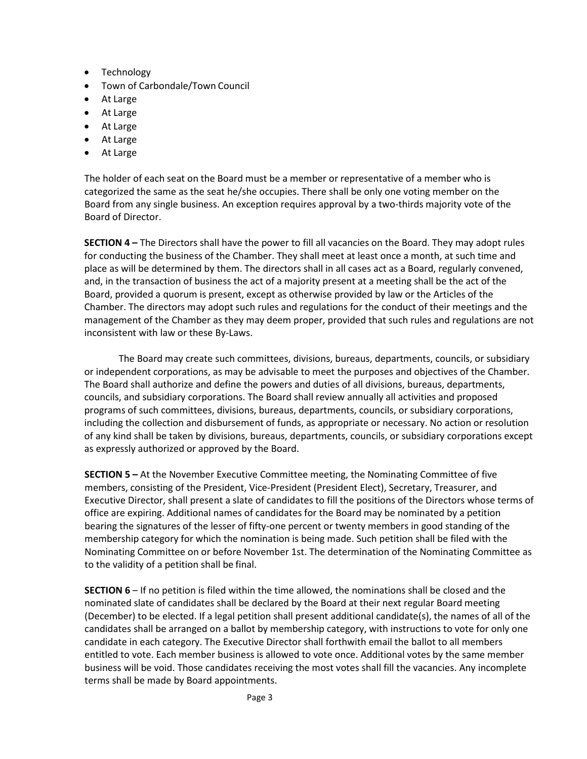- Technology
- Town of Carbondale/Town Council
- At Large
- At Large
- At Large
- At Large
- At Large

The holder of each seat on the Board must be a member or representative of a member who is categorized the same as the seat he/she occupies. There shall be only one voting member on the Board from any single business. An exception requires approval by a two-thirds majority vote of the Board of Director.

**SECTION 4 –** The Directors shall have the power to fill all vacancies on the Board. They may adopt rules for conducting the business of the Chamber. They shall meet at least once a month, at such time and place as will be determined by them. The directors shall in all cases act as a Board, regularly convened, and, in the transaction of business the act of a majority present at a meeting shall be the act of the Board, provided a quorum is present, except as otherwise provided by law or the Articles of the Chamber. The directors may adopt such rules and regulations for the conduct of their meetings and the management of the Chamber as they may deem proper, provided that such rules and regulations are not inconsistent with law or these By-Laws.

The Board may create such committees, divisions, bureaus, departments, councils, or subsidiary or independent corporations, as may be advisable to meet the purposes and objectives of the Chamber. The Board shall authorize and define the powers and duties of all divisions, bureaus, departments, councils, and subsidiary corporations. The Board shall review annually all activities and proposed programs of such committees, divisions, bureaus, departments, councils, or subsidiary corporations, including the collection and disbursement of funds, as appropriate or necessary. No action or resolution of any kind shall be taken by divisions, bureaus, departments, councils, or subsidiary corporations except as expressly authorized or approved by the Board.

**SECTION 5 –** At the November Executive Committee meeting, the Nominating Committee of five members, consisting of the President, Vice-President (President Elect), Secretary, Treasurer, and Executive Director, shall present a slate of candidates to fill the positions of the Directors whose terms of office are expiring. Additional names of candidates for the Board may be nominated by a petition bearing the signatures of the lesser of fifty-one percent or twenty members in good standing of the membership category for which the nomination is being made. Such petition shall be filed with the Nominating Committee on or before November 1st. The determination of the Nominating Committee as to the validity of a petition shall be final.

**SECTION 6** – If no petition is filed within the time allowed, the nominations shall be closed and the nominated slate of candidates shall be declared by the Board at their next regular Board meeting (December) to be elected. If a legal petition shall present additional candidate(s), the names of all of the candidates shall be arranged on a ballot by membership category, with instructions to vote for only one candidate in each category. The Executive Director shall forthwith email the ballot to all members entitled to vote. Each member business is allowed to vote once. Additional votes by the same member business will be void. Those candidates receiving the most votes shall fill the vacancies. Any incomplete terms shall be made by Board appointments.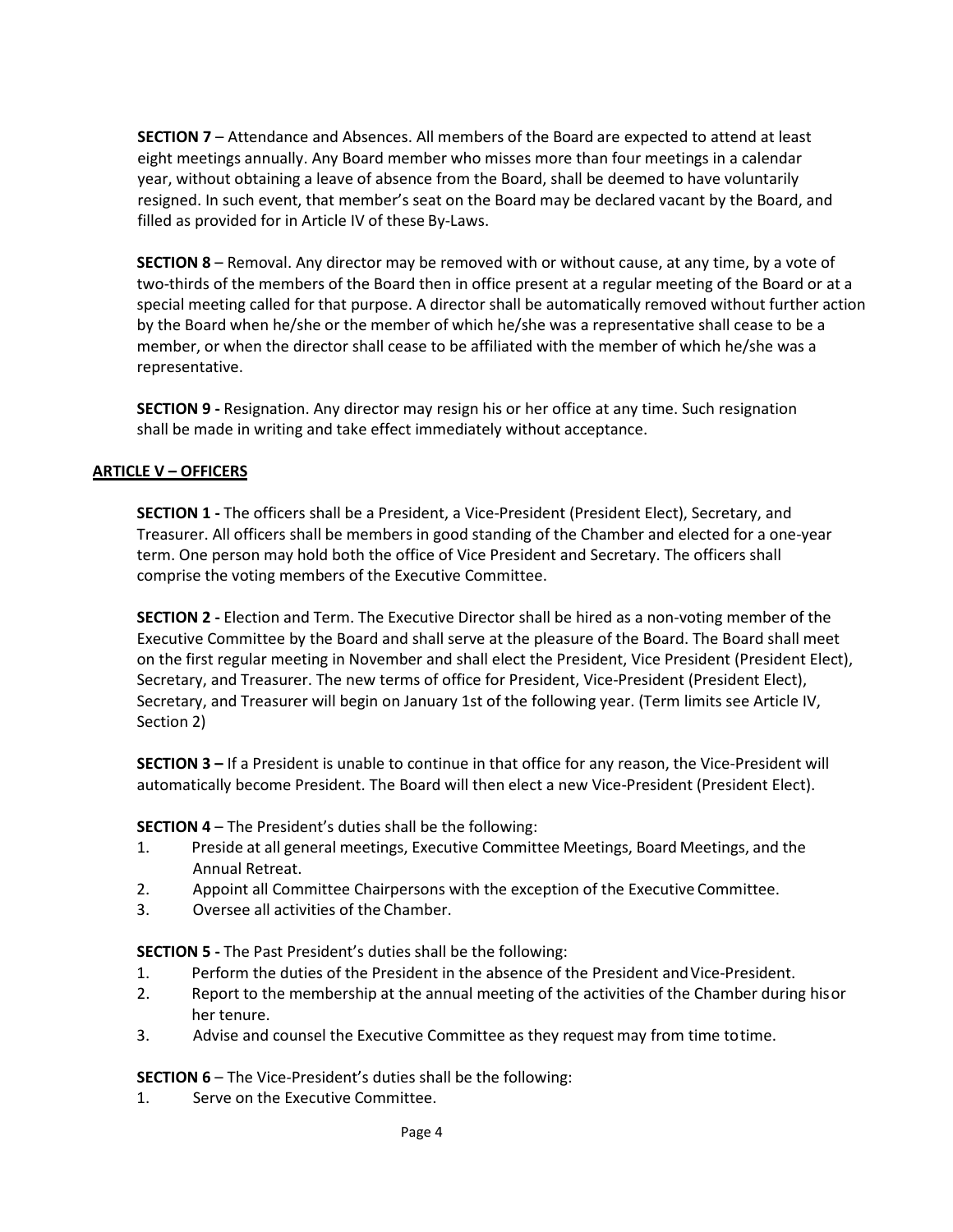**SECTION 7** – Attendance and Absences. All members of the Board are expected to attend at least eight meetings annually. Any Board member who misses more than four meetings in a calendar year, without obtaining a leave of absence from the Board, shall be deemed to have voluntarily resigned. In such event, that member's seat on the Board may be declared vacant by the Board, and filled as provided for in Article IV of these By-Laws.

**SECTION 8** – Removal. Any director may be removed with or without cause, at any time, by a vote of two-thirds of the members of the Board then in office present at a regular meeting of the Board or at a special meeting called for that purpose. A director shall be automatically removed without further action by the Board when he/she or the member of which he/she was a representative shall cease to be a member, or when the director shall cease to be affiliated with the member of which he/she was a representative.

**SECTION 9 -** Resignation. Any director may resign his or her office at any time. Such resignation shall be made in writing and take effect immediately without acceptance.

## ARTICLE V – OFFICERS

**SECTION 1 -** The officers shall be a President, a Vice-President (President Elect), Secretary, and Treasurer. All officers shall be members in good standing of the Chamber and elected for a one-year term. One person may hold both the office of Vice President and Secretary. The officers shall comprise the voting members of the Executive Committee.

**SECTION 2 -** Election and Term. The Executive Director shall be hired as a non-voting member of the Executive Committee by the Board and shall serve at the pleasure of the Board. The Board shall meet on the first regular meeting in November and shall elect the President, Vice President (President Elect), Secretary, and Treasurer. The new terms of office for President, Vice-President (President Elect), Secretary, and Treasurer will begin on January 1st of the following year. (Term limits see Article IV, Section 2)

**SECTION 3 –** If a President is unable to continue in that office for any reason, the Vice-President will automatically become President. The Board will then elect a new Vice-President (President Elect).

**SECTION 4** – The President's duties shall be the following:

1. Preside at all general meetings, Executive Committee Meetings, Board Meetings, and the Annual Retreat.
2. Appoint all Committee Chairpersons with the exception of the Executive Committee.
3. Oversee all activities of the Chamber.

**SECTION 5 -** The Past President's duties shall be the following:

1. Perform the duties of the President in the absence of the President and Vice-President.
2. Report to the membership at the annual meeting of the activities of the Chamber during his or her tenure.
3. Advise and counsel the Executive Committee as they request may from time to time.

**SECTION 6** – The Vice-President's duties shall be the following:

1. Serve on the Executive Committee.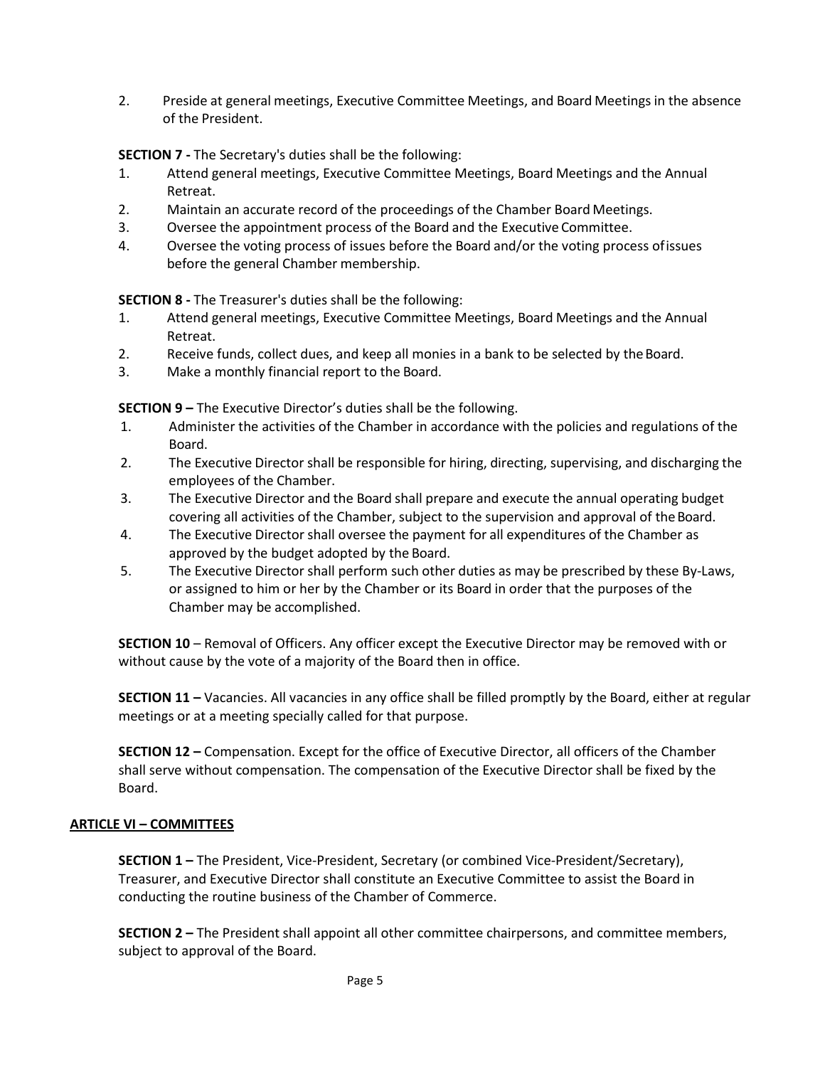2. Preside at general meetings, Executive Committee Meetings, and Board Meetings in the absence of the President.

**SECTION 7 -** The Secretary's duties shall be the following:

1. Attend general meetings, Executive Committee Meetings, Board Meetings and the Annual Retreat.
2. Maintain an accurate record of the proceedings of the Chamber Board Meetings.
3. Oversee the appointment process of the Board and the Executive Committee.
4. Oversee the voting process of issues before the Board and/or the voting process of issues before the general Chamber membership.

**SECTION 8 -** The Treasurer's duties shall be the following:

1. Attend general meetings, Executive Committee Meetings, Board Meetings and the Annual Retreat.
2. Receive funds, collect dues, and keep all monies in a bank to be selected by the Board.
3. Make a monthly financial report to the Board.

**SECTION 9 –** The Executive Director's duties shall be the following.

1. Administer the activities of the Chamber in accordance with the policies and regulations of the Board.
2. The Executive Director shall be responsible for hiring, directing, supervising, and discharging the employees of the Chamber.
3. The Executive Director and the Board shall prepare and execute the annual operating budget covering all activities of the Chamber, subject to the supervision and approval of the Board.
4. The Executive Director shall oversee the payment for all expenditures of the Chamber as approved by the budget adopted by the Board.
5. The Executive Director shall perform such other duties as may be prescribed by these By-Laws, or assigned to him or her by the Chamber or its Board in order that the purposes of the Chamber may be accomplished.

**SECTION 10** – Removal of Officers. Any officer except the Executive Director may be removed with or without cause by the vote of a majority of the Board then in office.

**SECTION 11 –** Vacancies. All vacancies in any office shall be filled promptly by the Board, either at regular meetings or at a meeting specially called for that purpose.

**SECTION 12 –** Compensation. Except for the office of Executive Director, all officers of the Chamber shall serve without compensation. The compensation of the Executive Director shall be fixed by the Board.

## ARTICLE VI – COMMITTEES

**SECTION 1 –** The President, Vice-President, Secretary (or combined Vice-President/Secretary), Treasurer, and Executive Director shall constitute an Executive Committee to assist the Board in conducting the routine business of the Chamber of Commerce.

**SECTION 2 –** The President shall appoint all other committee chairpersons, and committee members, subject to approval of the Board.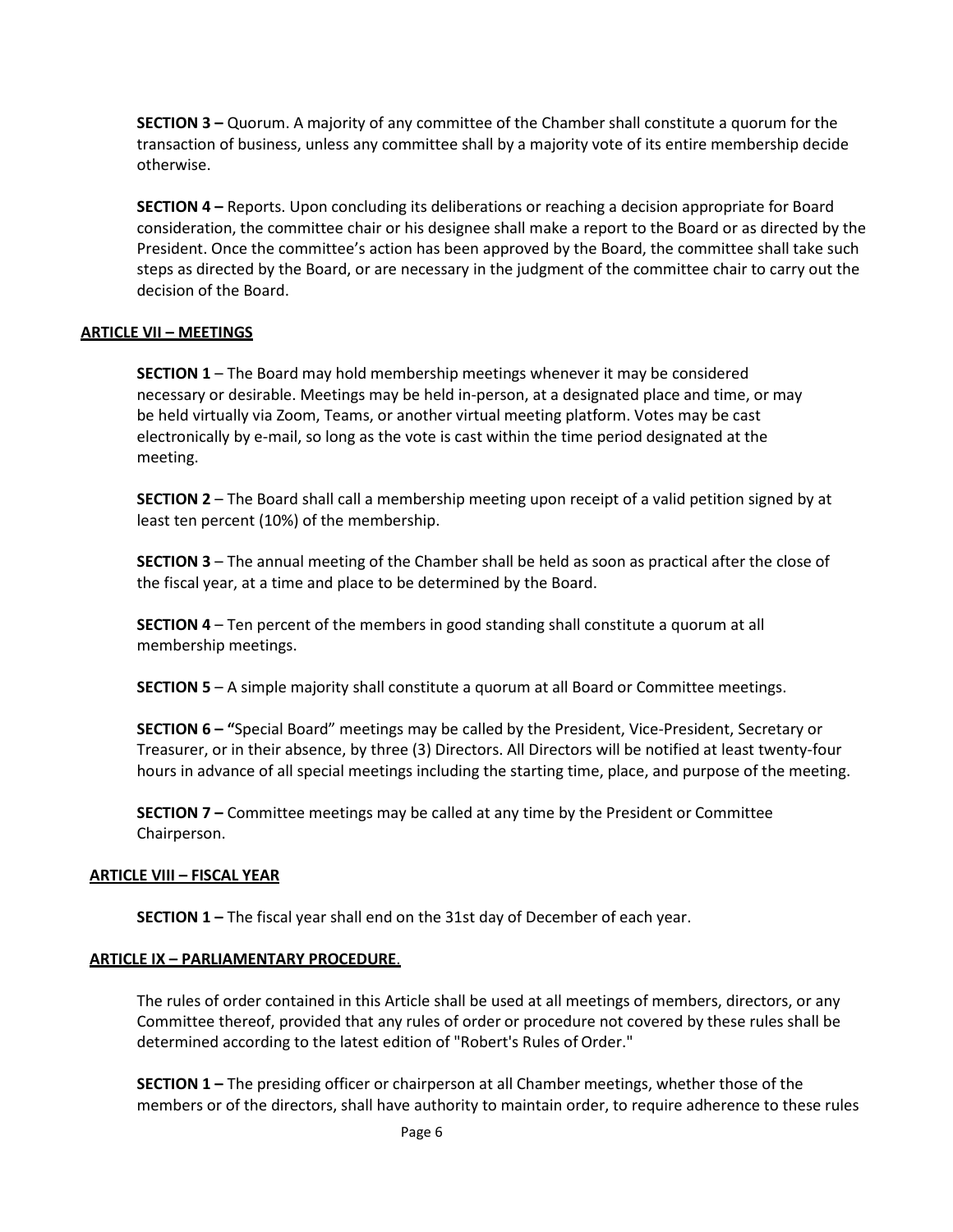**SECTION 3 –** Quorum. A majority of any committee of the Chamber shall constitute a quorum for the transaction of business, unless any committee shall by a majority vote of its entire membership decide otherwise.

**SECTION 4 –** Reports. Upon concluding its deliberations or reaching a decision appropriate for Board consideration, the committee chair or his designee shall make a report to the Board or as directed by the President. Once the committee's action has been approved by the Board, the committee shall take such steps as directed by the Board, or are necessary in the judgment of the committee chair to carry out the decision of the Board.

## ARTICLE VII – MEETINGS

**SECTION 1** – The Board may hold membership meetings whenever it may be considered necessary or desirable. Meetings may be held in-person, at a designated place and time, or may be held virtually via Zoom, Teams, or another virtual meeting platform. Votes may be cast electronically by e-mail, so long as the vote is cast within the time period designated at the meeting.

**SECTION 2** – The Board shall call a membership meeting upon receipt of a valid petition signed by at least ten percent (10%) of the membership.

**SECTION 3** – The annual meeting of the Chamber shall be held as soon as practical after the close of the fiscal year, at a time and place to be determined by the Board.

**SECTION 4** – Ten percent of the members in good standing shall constitute a quorum at all membership meetings.

**SECTION 5** – A simple majority shall constitute a quorum at all Board or Committee meetings.

**SECTION 6 –** "Special Board" meetings may be called by the President, Vice-President, Secretary or Treasurer, or in their absence, by three (3) Directors. All Directors will be notified at least twenty-four hours in advance of all special meetings including the starting time, place, and purpose of the meeting.

**SECTION 7 –** Committee meetings may be called at any time by the President or Committee Chairperson.

## ARTICLE VIII – FISCAL YEAR

**SECTION 1 –** The fiscal year shall end on the 31st day of December of each year.

## ARTICLE IX – PARLIAMENTARY PROCEDURE.

The rules of order contained in this Article shall be used at all meetings of members, directors, or any Committee thereof, provided that any rules of order or procedure not covered by these rules shall be determined according to the latest edition of "Robert's Rules of Order."

**SECTION 1 –** The presiding officer or chairperson at all Chamber meetings, whether those of the members or of the directors, shall have authority to maintain order, to require adherence to these rules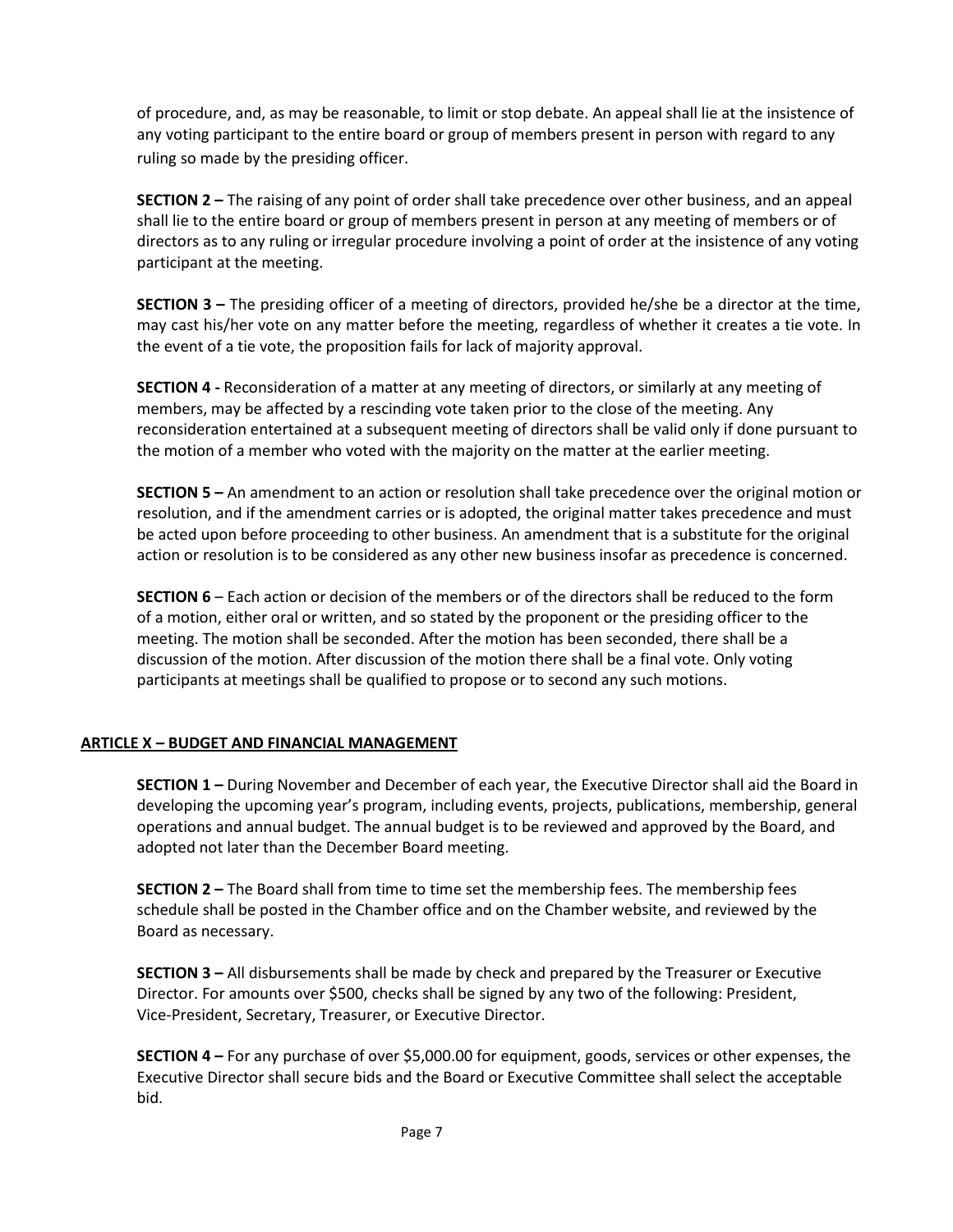of procedure, and, as may be reasonable, to limit or stop debate. An appeal shall lie at the insistence of any voting participant to the entire board or group of members present in person with regard to any ruling so made by the presiding officer.

**SECTION 2 –** The raising of any point of order shall take precedence over other business, and an appeal shall lie to the entire board or group of members present in person at any meeting of members or of directors as to any ruling or irregular procedure involving a point of order at the insistence of any voting participant at the meeting.

**SECTION 3 –** The presiding officer of a meeting of directors, provided he/she be a director at the time, may cast his/her vote on any matter before the meeting, regardless of whether it creates a tie vote. In the event of a tie vote, the proposition fails for lack of majority approval.

**SECTION 4 -** Reconsideration of a matter at any meeting of directors, or similarly at any meeting of members, may be affected by a rescinding vote taken prior to the close of the meeting. Any reconsideration entertained at a subsequent meeting of directors shall be valid only if done pursuant to the motion of a member who voted with the majority on the matter at the earlier meeting.

**SECTION 5 –** An amendment to an action or resolution shall take precedence over the original motion or resolution, and if the amendment carries or is adopted, the original matter takes precedence and must be acted upon before proceeding to other business. An amendment that is a substitute for the original action or resolution is to be considered as any other new business insofar as precedence is concerned.

**SECTION 6** – Each action or decision of the members or of the directors shall be reduced to the form of a motion, either oral or written, and so stated by the proponent or the presiding officer to the meeting. The motion shall be seconded. After the motion has been seconded, there shall be a discussion of the motion. After discussion of the motion there shall be a final vote. Only voting participants at meetings shall be qualified to propose or to second any such motions.

## ARTICLE X – BUDGET AND FINANCIAL MANAGEMENT

**SECTION 1 –** During November and December of each year, the Executive Director shall aid the Board in developing the upcoming year's program, including events, projects, publications, membership, general operations and annual budget. The annual budget is to be reviewed and approved by the Board, and adopted not later than the December Board meeting.

**SECTION 2 –** The Board shall from time to time set the membership fees. The membership fees schedule shall be posted in the Chamber office and on the Chamber website, and reviewed by the Board as necessary.

**SECTION 3 –** All disbursements shall be made by check and prepared by the Treasurer or Executive Director. For amounts over $500, checks shall be signed by any two of the following: President, Vice-President, Secretary, Treasurer, or Executive Director.

**SECTION 4 –** For any purchase of over $5,000.00 for equipment, goods, services or other expenses, the Executive Director shall secure bids and the Board or Executive Committee shall select the acceptable bid.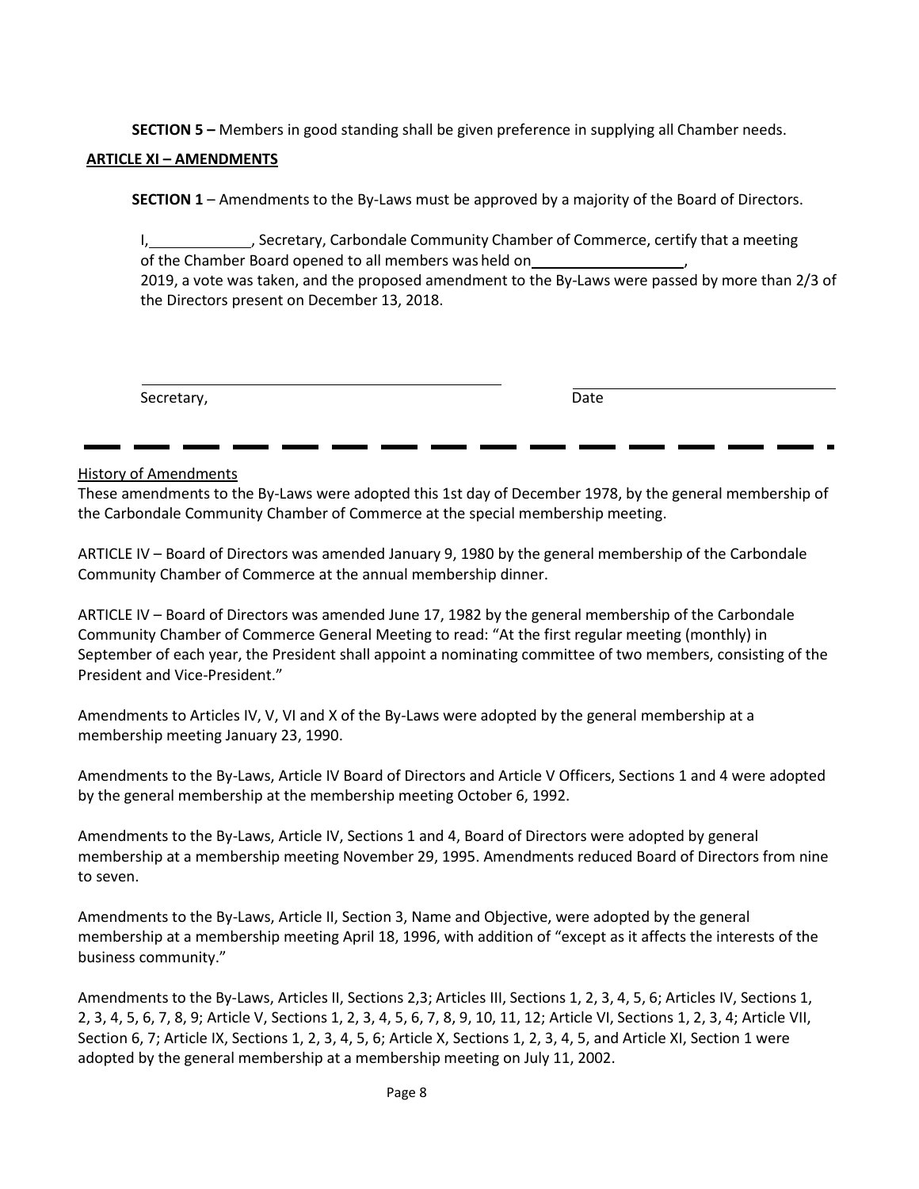**SECTION 5 –** Members in good standing shall be given preference in supplying all Chamber needs.

**ARTICLE XI – AMENDMENTS**

**SECTION 1** – Amendments to the By-Laws must be approved by a majority of the Board of Directors.

I,\_\_\_\_\_\_\_\_\_\_\_\_\_, Secretary, Carbondale Community Chamber of Commerce, certify that a meeting of the Chamber Board opened to all members was held on\_\_\_\_\_\_\_\_\_\_\_\_\_\_\_\_\_\_\_, 2019, a vote was taken, and the proposed amendment to the By-Laws were passed by more than 2/3 of the Directors present on December 13, 2018.

\_\_\_\_\_\_\_\_\_\_\_\_\_\_\_\_\_\_\_\_\_\_\_\_\_\_\_\_\_\_\_\_\_\_\_\_\_\_\_\_\_\_\_\_ \_\_\_\_\_\_\_\_\_\_\_\_\_\_\_\_\_\_\_\_\_\_\_\_\_\_\_\_\_\_\_\_

Secretary, Date

---

History of Amendments

These amendments to the By-Laws were adopted this 1st day of December 1978, by the general membership of the Carbondale Community Chamber of Commerce at the special membership meeting.

ARTICLE IV – Board of Directors was amended January 9, 1980 by the general membership of the Carbondale Community Chamber of Commerce at the annual membership dinner.

ARTICLE IV – Board of Directors was amended June 17, 1982 by the general membership of the Carbondale Community Chamber of Commerce General Meeting to read: "At the first regular meeting (monthly) in September of each year, the President shall appoint a nominating committee of two members, consisting of the President and Vice-President."

Amendments to Articles IV, V, VI and X of the By-Laws were adopted by the general membership at a membership meeting January 23, 1990.

Amendments to the By-Laws, Article IV Board of Directors and Article V Officers, Sections 1 and 4 were adopted by the general membership at the membership meeting October 6, 1992.

Amendments to the By-Laws, Article IV, Sections 1 and 4, Board of Directors were adopted by general membership at a membership meeting November 29, 1995. Amendments reduced Board of Directors from nine to seven.

Amendments to the By-Laws, Article II, Section 3, Name and Objective, were adopted by the general membership at a membership meeting April 18, 1996, with addition of "except as it affects the interests of the business community."

Amendments to the By-Laws, Articles II, Sections 2,3; Articles III, Sections 1, 2, 3, 4, 5, 6; Articles IV, Sections 1, 2, 3, 4, 5, 6, 7, 8, 9; Article V, Sections 1, 2, 3, 4, 5, 6, 7, 8, 9, 10, 11, 12; Article VI, Sections 1, 2, 3, 4; Article VII, Section 6, 7; Article IX, Sections 1, 2, 3, 4, 5, 6; Article X, Sections 1, 2, 3, 4, 5, and Article XI, Section 1 were adopted by the general membership at a membership meeting on July 11, 2002.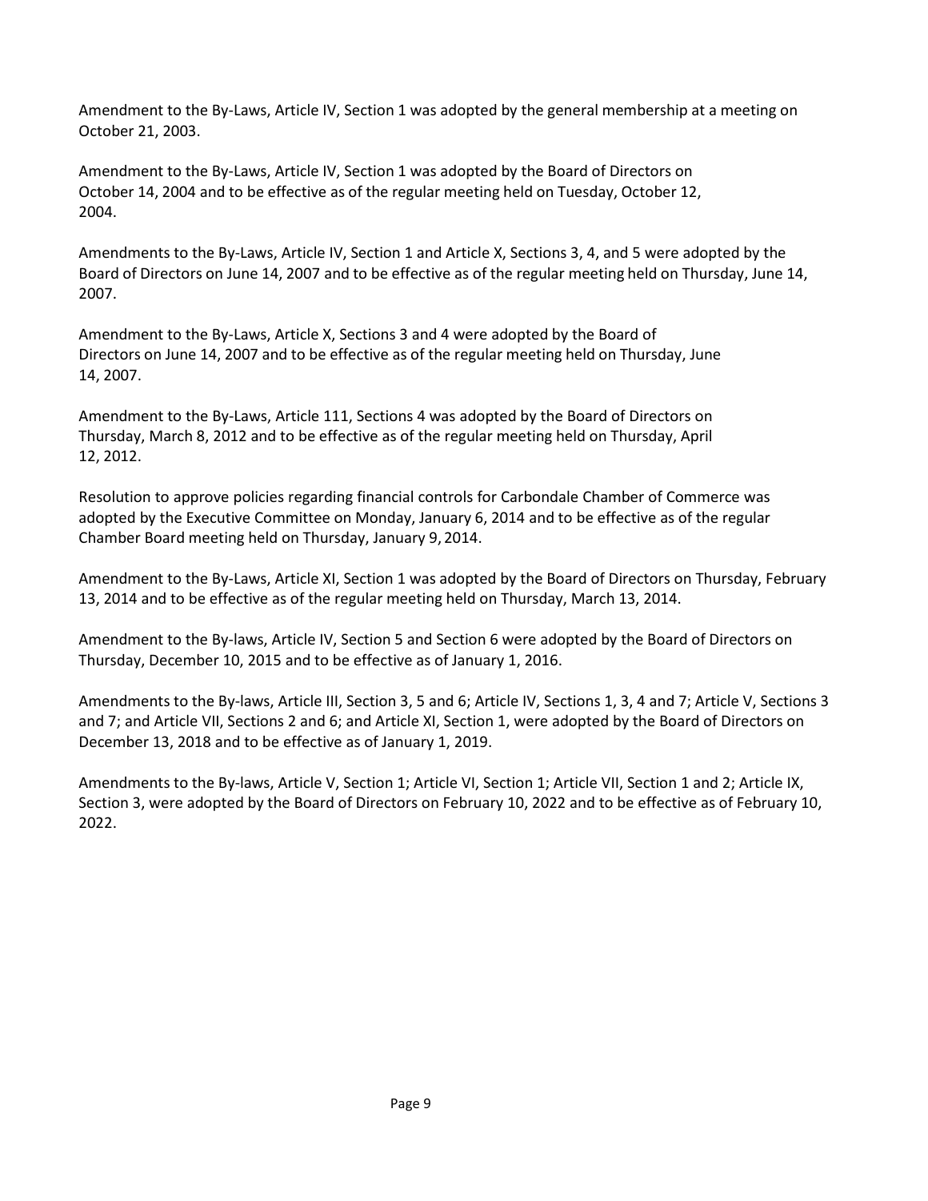Amendment to the By-Laws, Article IV, Section 1 was adopted by the general membership at a meeting on October 21, 2003.

Amendment to the By-Laws, Article IV, Section 1 was adopted by the Board of Directors on October 14, 2004 and to be effective as of the regular meeting held on Tuesday, October 12, 2004.

Amendments to the By-Laws, Article IV, Section 1 and Article X, Sections 3, 4, and 5 were adopted by the Board of Directors on June 14, 2007 and to be effective as of the regular meeting held on Thursday, June 14, 2007.

Amendment to the By-Laws, Article X, Sections 3 and 4 were adopted by the Board of Directors on June 14, 2007 and to be effective as of the regular meeting held on Thursday, June 14, 2007.

Amendment to the By-Laws, Article 111, Sections 4 was adopted by the Board of Directors on Thursday, March 8, 2012 and to be effective as of the regular meeting held on Thursday, April 12, 2012.

Resolution to approve policies regarding financial controls for Carbondale Chamber of Commerce was adopted by the Executive Committee on Monday, January 6, 2014 and to be effective as of the regular Chamber Board meeting held on Thursday, January 9, 2014.

Amendment to the By-Laws, Article XI, Section 1 was adopted by the Board of Directors on Thursday, February 13, 2014 and to be effective as of the regular meeting held on Thursday, March 13, 2014.

Amendment to the By-laws, Article IV, Section 5 and Section 6 were adopted by the Board of Directors on Thursday, December 10, 2015 and to be effective as of January 1, 2016.

Amendments to the By-laws, Article III, Section 3, 5 and 6; Article IV, Sections 1, 3, 4 and 7; Article V, Sections 3 and 7; and Article VII, Sections 2 and 6; and Article XI, Section 1, were adopted by the Board of Directors on December 13, 2018 and to be effective as of January 1, 2019.

Amendments to the By-laws, Article V, Section 1; Article VI, Section 1; Article VII, Section 1 and 2; Article IX, Section 3, were adopted by the Board of Directors on February 10, 2022 and to be effective as of February 10, 2022.